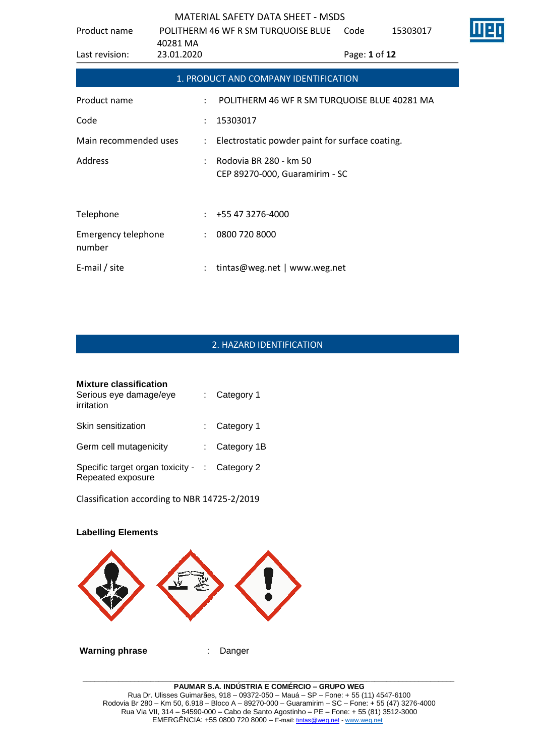## 1. PRODUCT AND COMPANY IDENTIFICATION

| | | |
|---|---|---|
| Product name | : | POLITHERM 46 WF R SM TURQUOISE BLUE 40281 MA |
| Code | : | 15303017 |
| Main recommended uses | : | Electrostatic powder paint for surface coating. |
| Address | : | Rodovia BR 280 - km 50<br>CEP 89270-000, Guaramirim - SC |
| Telephone | : | +55 47 3276-4000 |
| Emergency telephone number | : | 0800 720 8000 |
| E-mail / site | : | tintas@weg.net \| www.weg.net |

## 2. HAZARD IDENTIFICATION

**Mixture classification**

| | | |
|---|---|---|
| Serious eye damage/eye irritation | : | Category 1 |
| Skin sensitization | : | Category 1 |
| Germ cell mutagenicity | : | Category 1B |
| Specific target organ toxicity - Repeated exposure | : | Category 2 |

Classification according to NBR 14725-2/2019

**Labelling Elements**

**Warning phrase** : Danger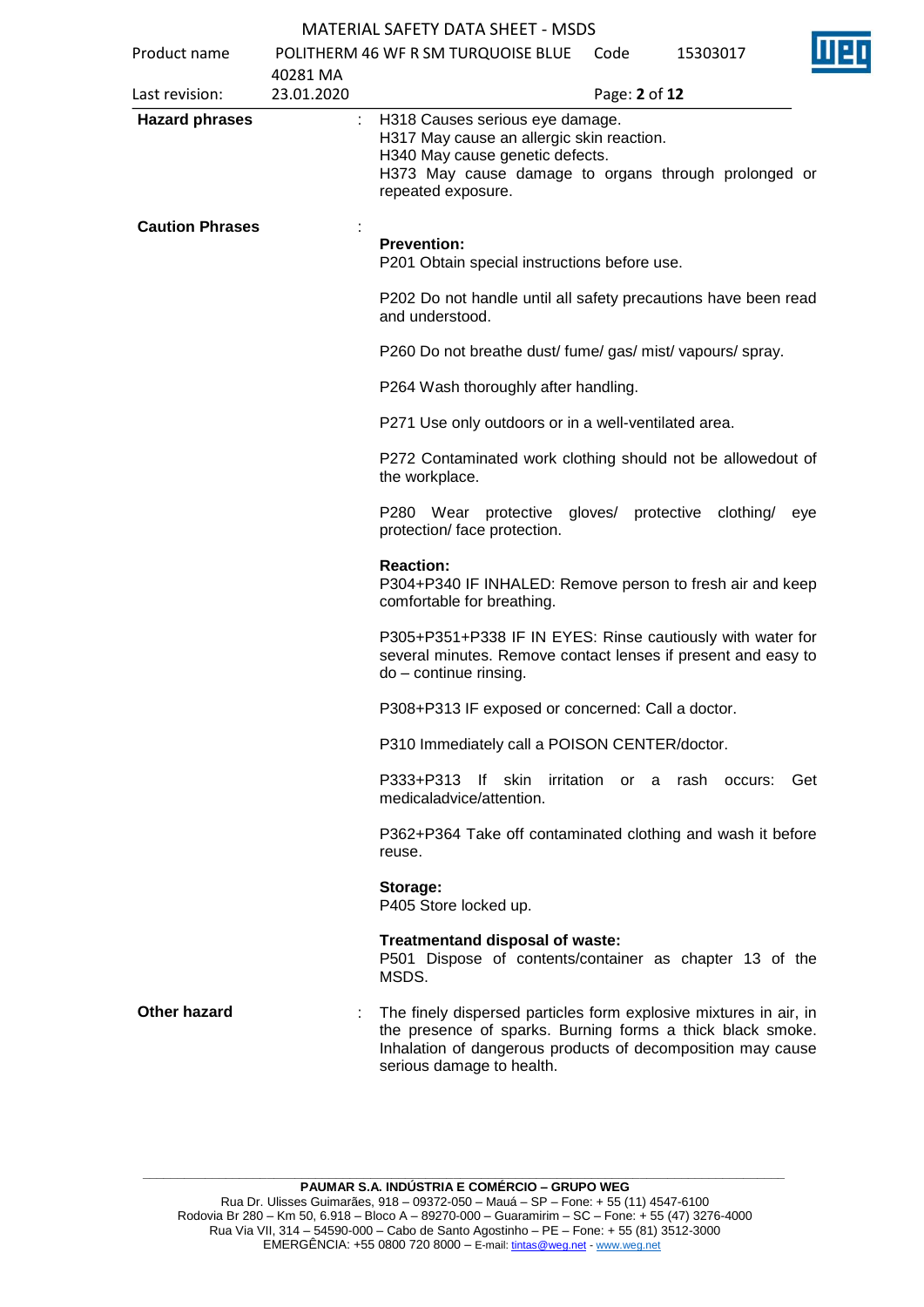**Hazard phrases** : H318 Causes serious eye damage.
H317 May cause an allergic skin reaction.
H340 May cause genetic defects.
H373 May cause damage to organs through prolonged or repeated exposure.

**Caution Phrases** :

**Prevention:**
P201 Obtain special instructions before use.

P202 Do not handle until all safety precautions have been read and understood.

P260 Do not breathe dust/ fume/ gas/ mist/ vapours/ spray.

P264 Wash thoroughly after handling.

P271 Use only outdoors or in a well-ventilated area.

P272 Contaminated work clothing should not be allowedout of the workplace.

P280 Wear protective gloves/ protective clothing/ eye protection/ face protection.

**Reaction:**
P304+P340 IF INHALED: Remove person to fresh air and keep comfortable for breathing.

P305+P351+P338 IF IN EYES: Rinse cautiously with water for several minutes. Remove contact lenses if present and easy to do – continue rinsing.

P308+P313 IF exposed or concerned: Call a doctor.

P310 Immediately call a POISON CENTER/doctor.

P333+P313 If skin irritation or a rash occurs: Get medicaladvice/attention.

P362+P364 Take off contaminated clothing and wash it before reuse.

**Storage:**
P405 Store locked up.

**Treatmentand disposal of waste:**
P501 Dispose of contents/container as chapter 13 of the MSDS.

**Other hazard** : The finely dispersed particles form explosive mixtures in air, in the presence of sparks. Burning forms a thick black smoke. Inhalation of dangerous products of decomposition may cause serious damage to health.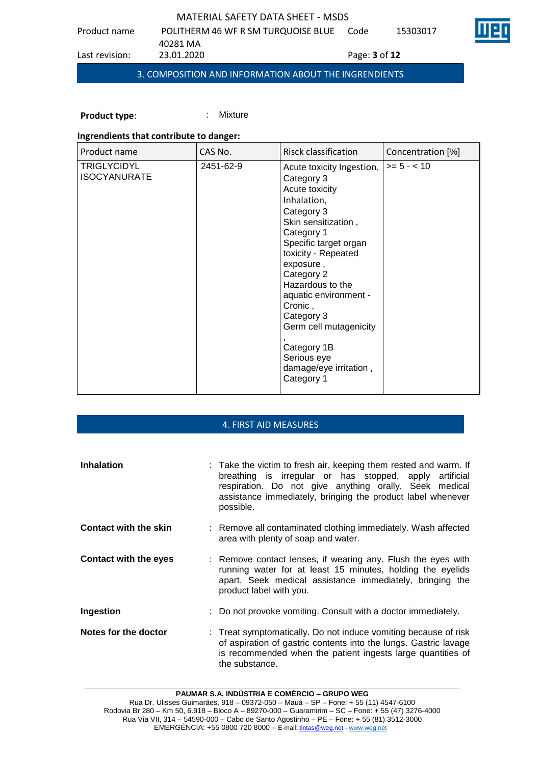## 3. COMPOSITION AND INFORMATION ABOUT THE INGRENDIENTS

**Product type**: : Mixture

**Ingrendients that contribute to danger:**

| Product name | CAS No. | Risck classification | Concentration [%] |
|---|---|---|---|
| TRIGLYCIDYL ISOCYANURATE | 2451-62-9 | Acute toxicity Ingestion, Category 3<br>Acute toxicity Inhalation, Category 3<br>Skin sensitization , Category 1<br>Specific target organ toxicity - Repeated exposure , Category 2<br>Hazardous to the aquatic environment - Cronic , Category 3<br>Germ cell mutagenicity , Category 1B<br>Serious eye damage/eye irritation , Category 1 | >= 5 - < 10 |

## 4. FIRST AID MEASURES

**Inhalation** : Take the victim to fresh air, keeping them rested and warm. If breathing is irregular or has stopped, apply artificial respiration. Do not give anything orally. Seek medical assistance immediately, bringing the product label whenever possible.

**Contact with the skin** : Remove all contaminated clothing immediately. Wash affected area with plenty of soap and water.

**Contact with the eyes** : Remove contact lenses, if wearing any. Flush the eyes with running water for at least 15 minutes, holding the eyelids apart. Seek medical assistance immediately, bringing the product label with you.

**Ingestion** : Do not provoke vomiting. Consult with a doctor immediately.

**Notes for the doctor** : Treat symptomatically. Do not induce vomiting because of risk of aspiration of gastric contents into the lungs. Gastric lavage is recommended when the patient ingests large quantities of the substance.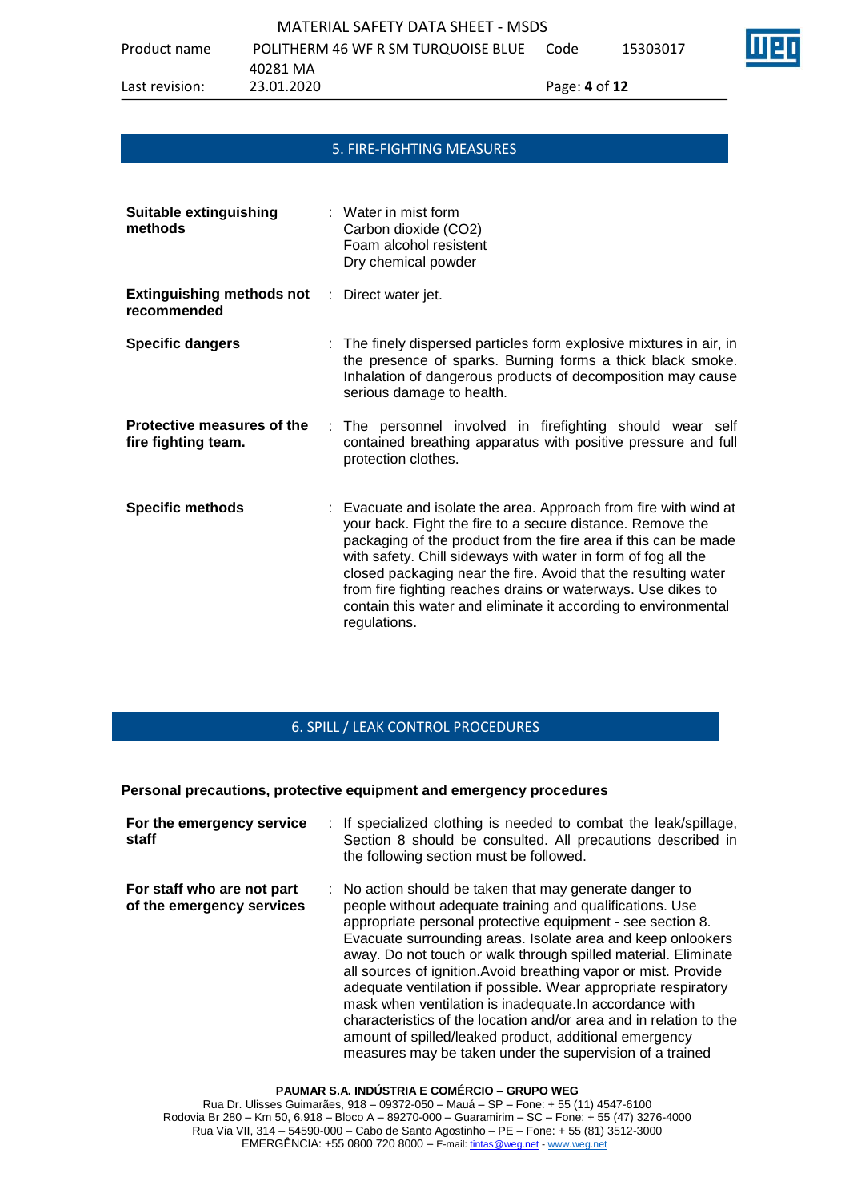## 5. FIRE-FIGHTING MEASURES

| | |
|---|---|
| **Suitable extinguishing methods** | Water in mist form<br>Carbon dioxide ($CO_2$)<br>Foam alcohol resistent<br>Dry chemical powder |
| **Extinguishing methods not recommended** | Direct water jet. |
| **Specific dangers** | The finely dispersed particles form explosive mixtures in air, in the presence of sparks. Burning forms a thick black smoke. Inhalation of dangerous products of decomposition may cause serious damage to health. |
| **Protective measures of the fire fighting team.** | The personnel involved in firefighting should wear self contained breathing apparatus with positive pressure and full protection clothes. |
| **Specific methods** | Evacuate and isolate the area. Approach from fire with wind at your back. Fight the fire to a secure distance. Remove the packaging of the product from the fire area if this can be made with safety. Chill sideways with water in form of fog all the closed packaging near the fire. Avoid that the resulting water from fire fighting reaches drains or waterways. Use dikes to contain this water and eliminate it according to environmental regulations. |

## 6. SPILL / LEAK CONTROL PROCEDURES

**Personal precautions, protective equipment and emergency procedures**

| | |
|---|---|
| **For the emergency service staff** | If specialized clothing is needed to combat the leak/spillage, Section 8 should be consulted. All precautions described in the following section must be followed. |
| **For staff who are not part of the emergency services** | No action should be taken that may generate danger to people without adequate training and qualifications. Use appropriate personal protective equipment - see section 8. Evacuate surrounding areas. Isolate area and keep onlookers away. Do not touch or walk through spilled material. Eliminate all sources of ignition.Avoid breathing vapor or mist. Provide adequate ventilation if possible. Wear appropriate respiratory mask when ventilation is inadequate.In accordance with characteristics of the location and/or area and in relation to the amount of spilled/leaked product, additional emergency measures may be taken under the supervision of a trained |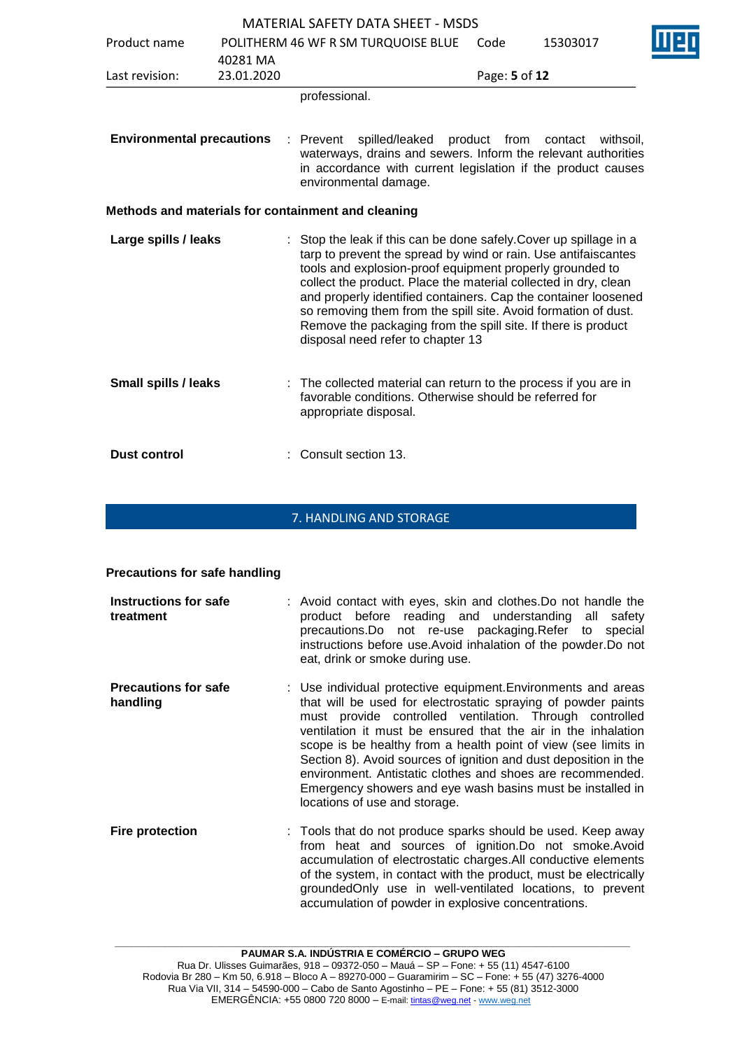professional.

| | |
|---|---|
| **Environmental precautions** | : Prevent spilled/leaked product from contact withsoil, waterways, drains and sewers. Inform the relevant authorities in accordance with current legislation if the product causes environmental damage. |

**Methods and materials for containment and cleaning**

| | |
|---|---|
| **Large spills / leaks** | : Stop the leak if this can be done safely.Cover up spillage in a tarp to prevent the spread by wind or rain. Use antifaiscantes tools and explosion-proof equipment properly grounded to collect the product. Place the material collected in dry, clean and properly identified containers. Cap the container loosened so removing them from the spill site. Avoid formation of dust. Remove the packaging from the spill site. If there is product disposal need refer to chapter 13 |
| **Small spills / leaks** | : The collected material can return to the process if you are in favorable conditions. Otherwise should be referred for appropriate disposal. |
| **Dust control** | : Consult section 13. |

## 7. HANDLING AND STORAGE

**Precautions for safe handling**

| | |
|---|---|
| **Instructions for safe treatment** | : Avoid contact with eyes, skin and clothes.Do not handle the product before reading and understanding all safety precautions.Do not re-use packaging.Refer to special instructions before use.Avoid inhalation of the powder.Do not eat, drink or smoke during use. |
| **Precautions for safe handling** | : Use individual protective equipment.Environments and areas that will be used for electrostatic spraying of powder paints must provide controlled ventilation. Through controlled ventilation it must be ensured that the air in the inhalation scope is be healthy from a health point of view (see limits in Section 8). Avoid sources of ignition and dust deposition in the environment. Antistatic clothes and shoes are recommended. Emergency showers and eye wash basins must be installed in locations of use and storage. |
| **Fire protection** | : Tools that do not produce sparks should be used. Keep away from heat and sources of ignition.Do not smoke.Avoid accumulation of electrostatic charges.All conductive elements of the system, in contact with the product, must be electrically groundedOnly use in well-ventilated locations, to prevent accumulation of powder in explosive concentrations. |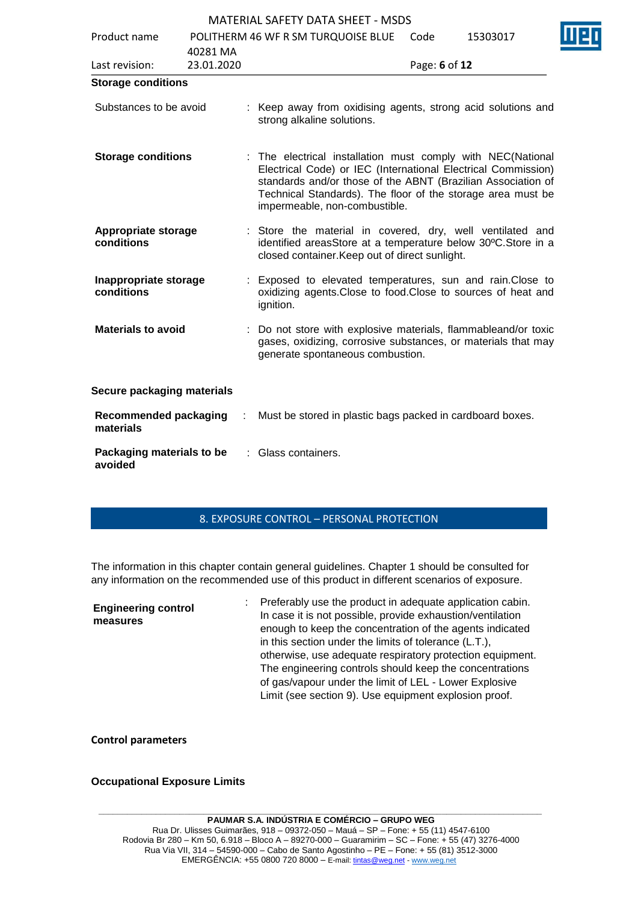**Storage conditions**

| | |
|---|---|
| Substances to be avoid | : Keep away from oxidising agents, strong acid solutions and strong alkaline solutions. |
| **Storage conditions** | : The electrical installation must comply with NEC(National Electrical Code) or IEC (International Electrical Commission) standards and/or those of the ABNT (Brazilian Association of Technical Standards). The floor of the storage area must be impermeable, non-combustible. |
| **Appropriate storage conditions** | : Store the material in covered, dry, well ventilated and identified areasStore at a temperature below 30ºC.Store in a closed container.Keep out of direct sunlight. |
| **Inappropriate storage conditions** | : Exposed to elevated temperatures, sun and rain.Close to oxidizing agents.Close to food.Close to sources of heat and ignition. |
| **Materials to avoid** | : Do not store with explosive materials, flammableand/or toxic gases, oxidizing, corrosive substances, or materials that may generate spontaneous combustion. |

**Secure packaging materials**

| | |
|---|---|
| **Recommended packaging materials** | : Must be stored in plastic bags packed in cardboard boxes. |
| **Packaging materials to be avoided** | : Glass containers. |

## 8. EXPOSURE CONTROL – PERSONAL PROTECTION

The information in this chapter contain general guidelines. Chapter 1 should be consulted for any information on the recommended use of this product in different scenarios of exposure.

| | |
|---|---|
| **Engineering control measures** | : Preferably use the product in adequate application cabin. In case it is not possible, provide exhaustion/ventilation enough to keep the concentration of the agents indicated in this section under the limits of tolerance (L.T.), otherwise, use adequate respiratory protection equipment. The engineering controls should keep the concentrations of gas/vapour under the limit of LEL - Lower Explosive Limit (see section 9). Use equipment explosion proof. |

**Control parameters**

**Occupational Exposure Limits**

**PAUMAR S.A. INDÚSTRIA E COMÉRCIO – GRUPO WEG**
Rua Dr. Ulisses Guimarães, 918 – 09372-050 – Mauá – SP – Fone: + 55 (11) 4547-6100
Rodovia Br 280 – Km 50, 6.918 – Bloco A – 89270-000 – Guaramirim – SC – Fone: + 55 (47) 3276-4000
Rua Via VII, 314 – 54590-000 – Cabo de Santo Agostinho – PE – Fone: + 55 (81) 3512-3000
EMERGÊNCIA: +55 0800 720 8000 – E-mail: tintas@weg.net - www.weg.net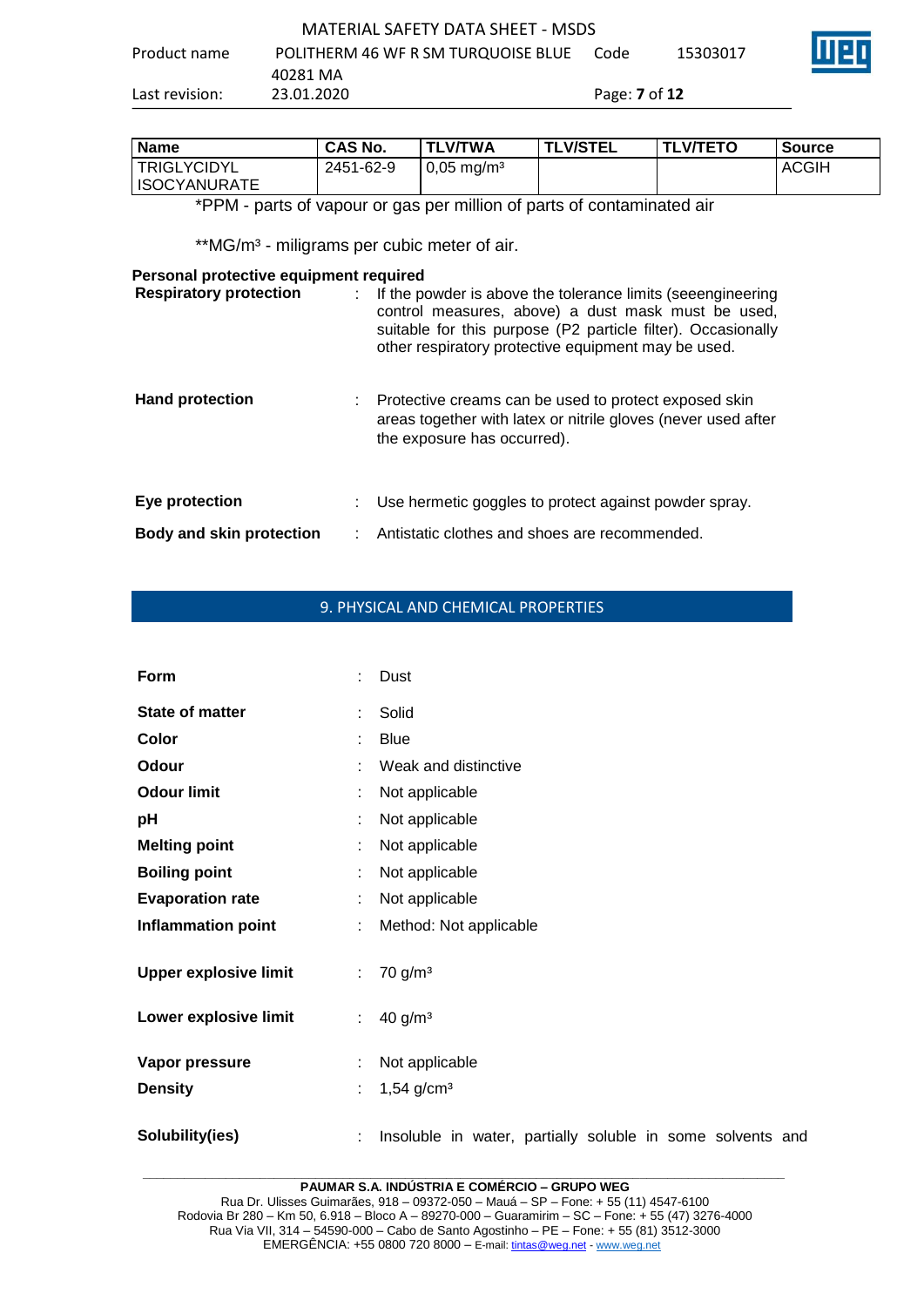| Name | CAS No. | TLV/TWA | TLV/STEL | TLV/TETO | Source |
|---|---|---|---|---|---|
| TRIGLYCIDYL ISOCYANURATE | 2451-62-9 | 0,05 mg/m³ | | | ACGIH |

*PPM - parts of vapour or gas per million of parts of contaminated air

**MG/m³ - miligrams per cubic meter of air.

**Personal protective equipment required**

**Respiratory protection** : If the powder is above the tolerance limits (seeengineering control measures, above) a dust mask must be used, suitable for this purpose (P2 particle filter). Occasionally other respiratory protective equipment may be used.

**Hand protection** : Protective creams can be used to protect exposed skin areas together with latex or nitrile gloves (never used after the exposure has occurred).

**Eye protection** : Use hermetic goggles to protect against powder spray.

**Body and skin protection** : Antistatic clothes and shoes are recommended.

## 9. PHYSICAL AND CHEMICAL PROPERTIES

**Form** : Dust

**State of matter** : Solid

**Color** : Blue

**Odour** : Weak and distinctive

**Odour limit** : Not applicable

**pH** : Not applicable

**Melting point** : Not applicable

**Boiling point** : Not applicable

**Evaporation rate** : Not applicable

**Inflammation point** : Method: Not applicable

**Upper explosive limit** : 70 g/m³

**Lower explosive limit** : 40 g/m³

**Vapor pressure** : Not applicable

**Density** : 1,54 g/cm³

**Solubility(ies)** : Insoluble in water, partially soluble in some solvents and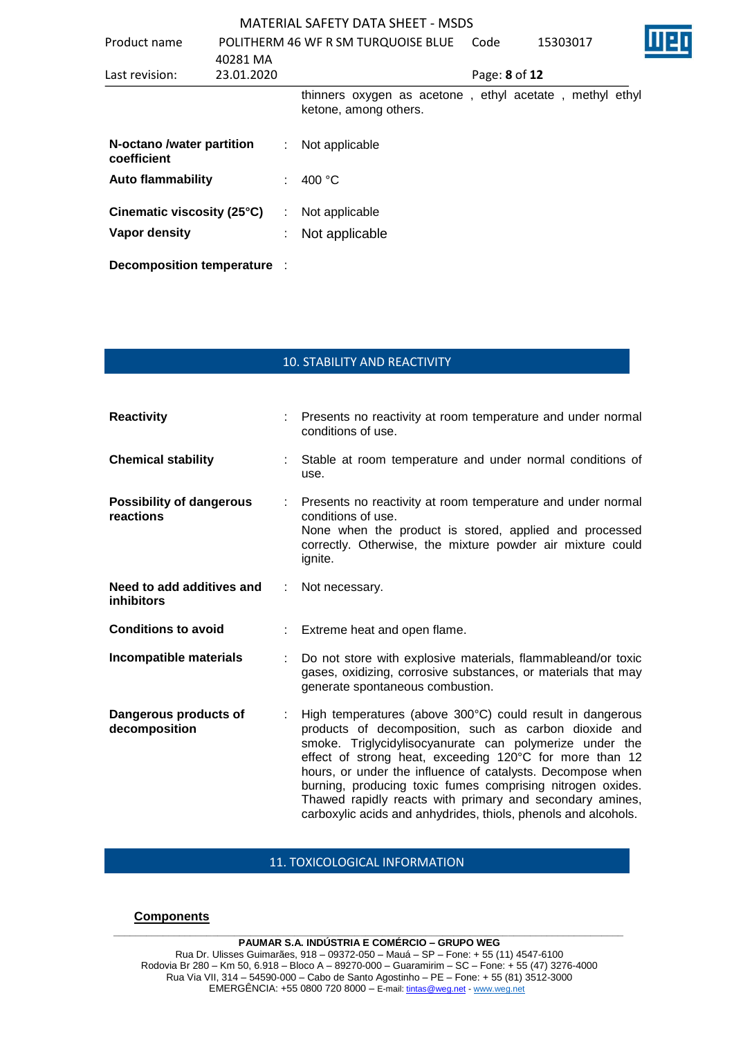thinners oxygen as acetone , ethyl acetate , methyl ethyl ketone, among others.

| | | |
|---|---|---|
| **N-octano /water partition coefficient** | : | Not applicable |
| **Auto flammability** | : | 400 °C |
| **Cinematic viscosity (25°C)** | : | Not applicable |
| **Vapor density** | : | Not applicable |
| **Decomposition temperature** | : | |

## 10. STABILITY AND REACTIVITY

| | | |
|---|---|---|
| **Reactivity** | : | Presents no reactivity at room temperature and under normal conditions of use. |
| **Chemical stability** | : | Stable at room temperature and under normal conditions of use. |
| **Possibility of dangerous reactions** | : | Presents no reactivity at room temperature and under normal conditions of use. None when the product is stored, applied and processed correctly. Otherwise, the mixture powder air mixture could ignite. |
| **Need to add additives and inhibitors** | : | Not necessary. |
| **Conditions to avoid** | : | Extreme heat and open flame. |
| **Incompatible materials** | : | Do not store with explosive materials, flammableand/or toxic gases, oxidizing, corrosive substances, or materials that may generate spontaneous combustion. |
| **Dangerous products of decomposition** | : | High temperatures (above 300°C) could result in dangerous products of decomposition, such as carbon dioxide and smoke. Triglycidylisocyanurate can polymerize under the effect of strong heat, exceeding 120°C for more than 12 hours, or under the influence of catalysts. Decompose when burning, producing toxic fumes comprising nitrogen oxides. Thawed rapidly reacts with primary and secondary amines, carboxylic acids and anhydrides, thiols, phenols and alcohols. |

## 11. TOXICOLOGICAL INFORMATION

**Components**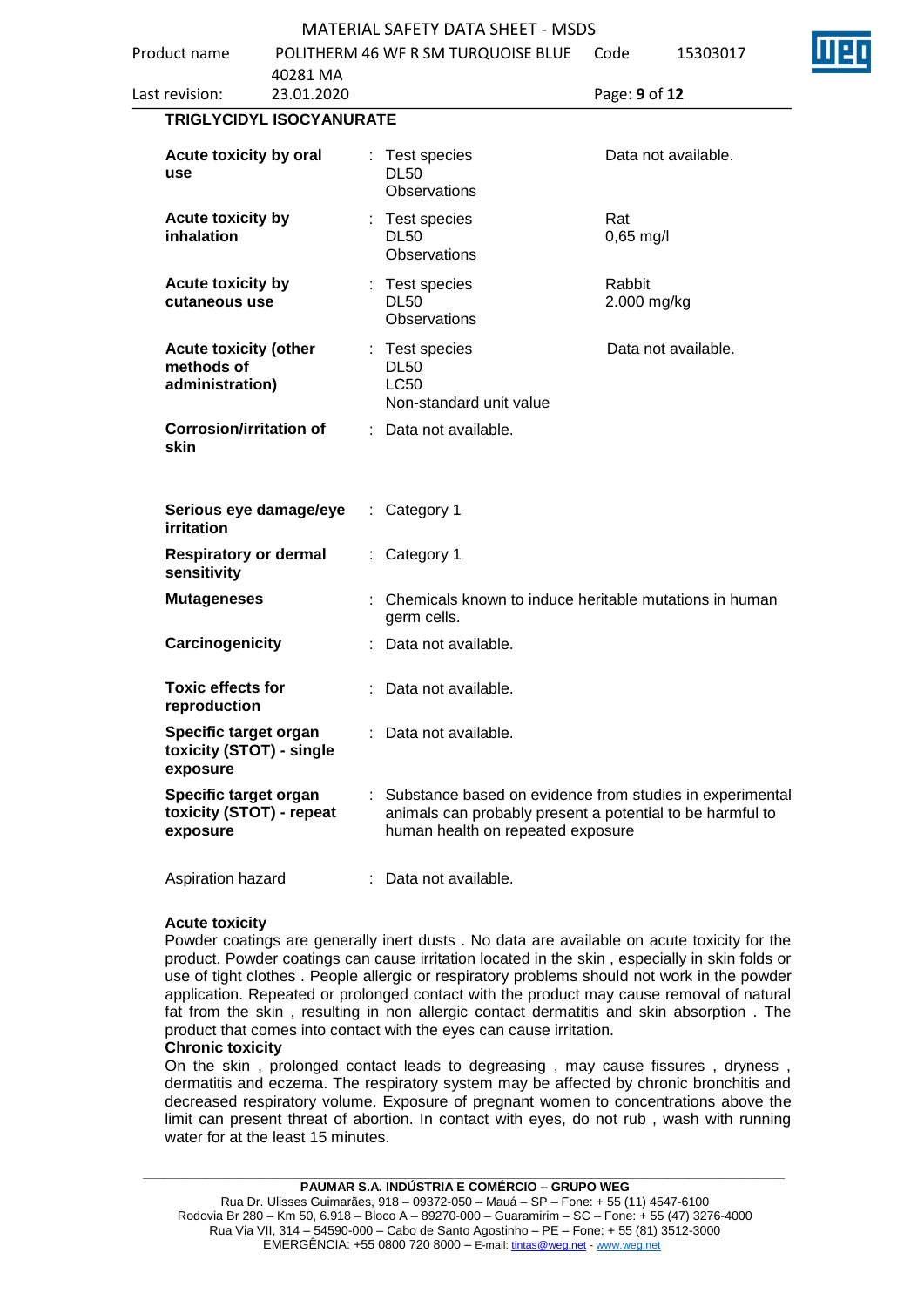**TRIGLYCIDYL ISOCYANURATE**

| | | | |
|---|---|---|---|
| **Acute toxicity by oral use** | : | Test species<br>DL50<br>Observations | Data not available. |
| **Acute toxicity by inhalation** | : | Test species<br>DL50<br>Observations | Rat<br>0,65 mg/l |
| **Acute toxicity by cutaneous use** | : | Test species<br>DL50<br>Observations | Rabbit<br>2.000 mg/kg |
| **Acute toxicity (other methods of administration)** | : | Test species<br>DL50<br>LC50<br>Non-standard unit value | Data not available. |
| **Corrosion/irritation of skin** | : | Data not available. | |
| **Serious eye damage/eye irritation** | : | Category 1 | |
| **Respiratory or dermal sensitivity** | : | Category 1 | |
| **Mutageneses** | : | Chemicals known to induce heritable mutations in human germ cells. | |
| **Carcinogenicity** | : | Data not available. | |
| **Toxic effects for reproduction** | : | Data not available. | |
| **Specific target organ toxicity (STOT) - single exposure** | : | Data not available. | |
| **Specific target organ toxicity (STOT) - repeat exposure** | : | Substance based on evidence from studies in experimental animals can probably present a potential to be harmful to human health on repeated exposure | |
| Aspiration hazard | : | Data not available. | |

**Acute toxicity**

Powder coatings are generally inert dusts . No data are available on acute toxicity for the product. Powder coatings can cause irritation located in the skin , especially in skin folds or use of tight clothes . People allergic or respiratory problems should not work in the powder application. Repeated or prolonged contact with the product may cause removal of natural fat from the skin , resulting in non allergic contact dermatitis and skin absorption . The product that comes into contact with the eyes can cause irritation.

**Chronic toxicity**

On the skin , prolonged contact leads to degreasing , may cause fissures , dryness , dermatitis and eczema. The respiratory system may be affected by chronic bronchitis and decreased respiratory volume. Exposure of pregnant women to concentrations above the limit can present threat of abortion. In contact with eyes, do not rub , wash with running water for at the least 15 minutes.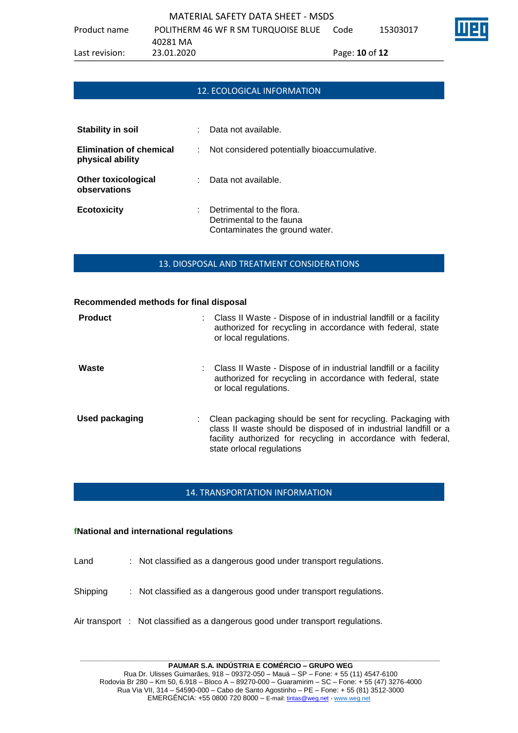## 12. ECOLOGICAL INFORMATION

**Stability in soil** : Data not available.

**Elimination of chemical physical ability** : Not considered potentially bioaccumulative.

**Other toxicological observations** : Data not available.

**Ecotoxicity** : Detrimental to the flora.
Detrimental to the fauna
Contaminates the ground water.

## 13. DIOSPOSAL AND TREATMENT CONSIDERATIONS

**Recommended methods for final disposal**

**Product** : Class II Waste - Dispose of in industrial landfill or a facility authorized for recycling in accordance with federal, state or local regulations.

**Waste** : Class II Waste - Dispose of in industrial landfill or a facility authorized for recycling in accordance with federal, state or local regulations.

**Used packaging** : Clean packaging should be sent for recycling. Packaging with class II waste should be disposed of in industrial landfill or a facility authorized for recycling in accordance with federal, state orlocal regulations

## 14. TRANSPORTATION INFORMATION

**fNational and international regulations**

Land : Not classified as a dangerous good under transport regulations.

Shipping : Not classified as a dangerous good under transport regulations.

Air transport : Not classified as a dangerous good under transport regulations.

**PAUMAR S.A. INDÚSTRIA E COMÉRCIO – GRUPO WEG**
Rua Dr. Ulisses Guimarães, 918 – 09372-050 – Mauá – SP – Fone: + 55 (11) 4547-6100
Rodovia Br 280 – Km 50, 6.918 – Bloco A – 89270-000 – Guaramirim – SC – Fone: + 55 (47) 3276-4000
Rua Via VII, 314 – 54590-000 – Cabo de Santo Agostinho – PE – Fone: + 55 (81) 3512-3000
EMERGÊNCIA: +55 0800 720 8000 – E-mail: tintas@weg.net - www.weg.net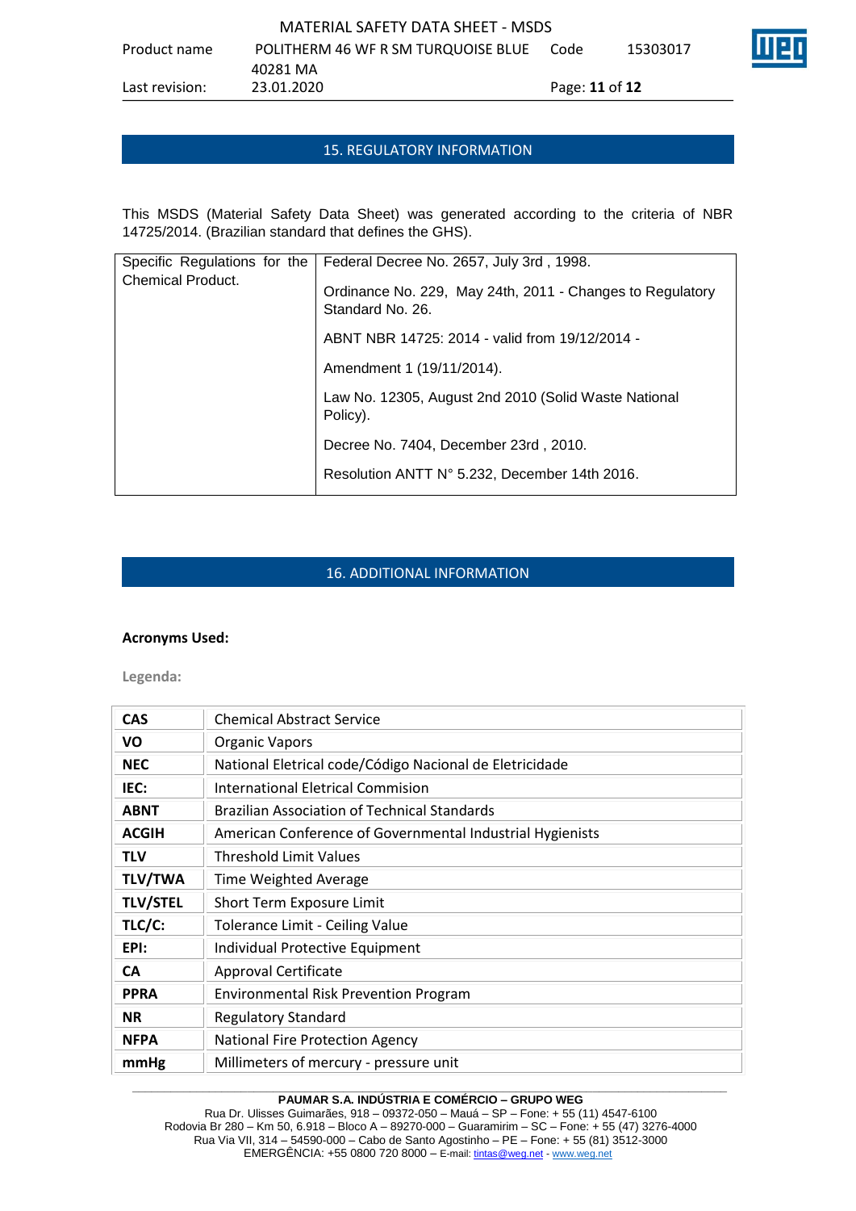## 15. REGULATORY INFORMATION

This MSDS (Material Safety Data Sheet) was generated according to the criteria of NBR 14725/2014. (Brazilian standard that defines the GHS).

| Specific Regulations for the Chemical Product. | Federal Decree No. 2657, July 3rd , 1998.<br><br>Ordinance No. 229, May 24th, 2011 - Changes to Regulatory Standard No. 26.<br><br>ABNT NBR 14725: 2014 - valid from 19/12/2014 -<br><br>Amendment 1 (19/11/2014).<br><br>Law No. 12305, August 2nd 2010 (Solid Waste National Policy).<br><br>Decree No. 7404, December 23rd , 2010.<br><br>Resolution ANTT N° 5.232, December 14th 2016. |
|---|---|

## 16. ADDITIONAL INFORMATION

**Acronyms Used:**

**Legenda:**

| | |
|---|---|
| **CAS** | Chemical Abstract Service |
| **VO** | Organic Vapors |
| **NEC** | National Eletrical code/Código Nacional de Eletricidade |
| **IEC:** | International Eletrical Commision |
| **ABNT** | Brazilian Association of Technical Standards |
| **ACGIH** | American Conference of Governmental Industrial Hygienists |
| **TLV** | Threshold Limit Values |
| **TLV/TWA** | Time Weighted Average |
| **TLV/STEL** | Short Term Exposure Limit |
| **TLC/C:** | Tolerance Limit - Ceiling Value |
| **EPI:** | Individual Protective Equipment |
| **CA** | Approval Certificate |
| **PPRA** | Environmental Risk Prevention Program |
| **NR** | Regulatory Standard |
| **NFPA** | National Fire Protection Agency |
| **mmHg** | Millimeters of mercury - pressure unit |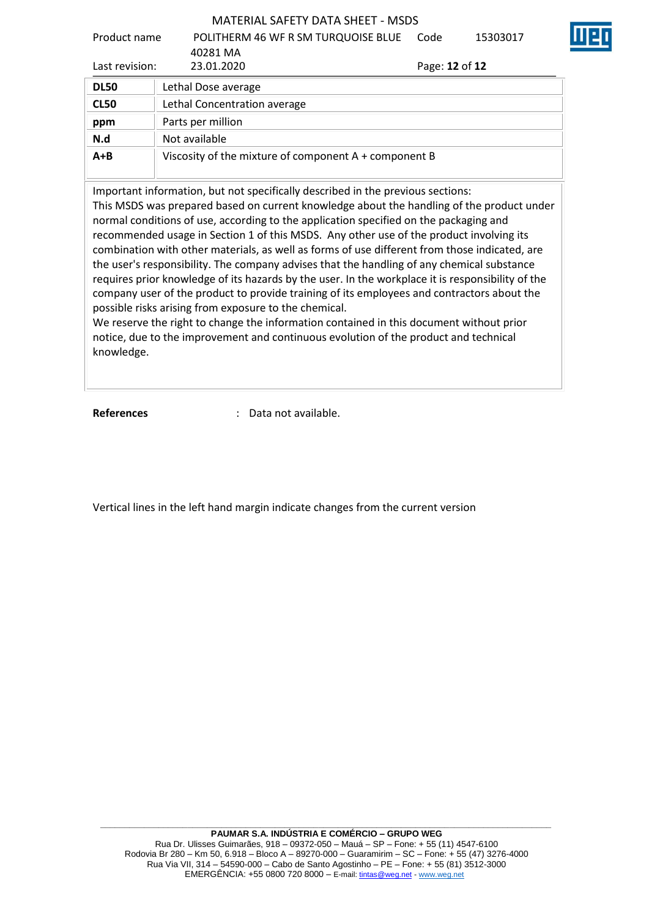| | |
|---|---|
| **DL50** | Lethal Dose average |
| **CL50** | Lethal Concentration average |
| **ppm** | Parts per million |
| **N.d** | Not available |
| **A+B** | Viscosity of the mixture of component A + component B |

Important information, but not specifically described in the previous sections:
This MSDS was prepared based on current knowledge about the handling of the product under normal conditions of use, according to the application specified on the packaging and recommended usage in Section 1 of this MSDS. Any other use of the product involving its combination with other materials, as well as forms of use different from those indicated, are the user's responsibility. The company advises that the handling of any chemical substance requires prior knowledge of its hazards by the user. In the workplace it is responsibility of the company user of the product to provide training of its employees and contractors about the possible risks arising from exposure to the chemical.
We reserve the right to change the information contained in this document without prior notice, due to the improvement and continuous evolution of the product and technical knowledge.

**References** : Data not available.

Vertical lines in the left hand margin indicate changes from the current version